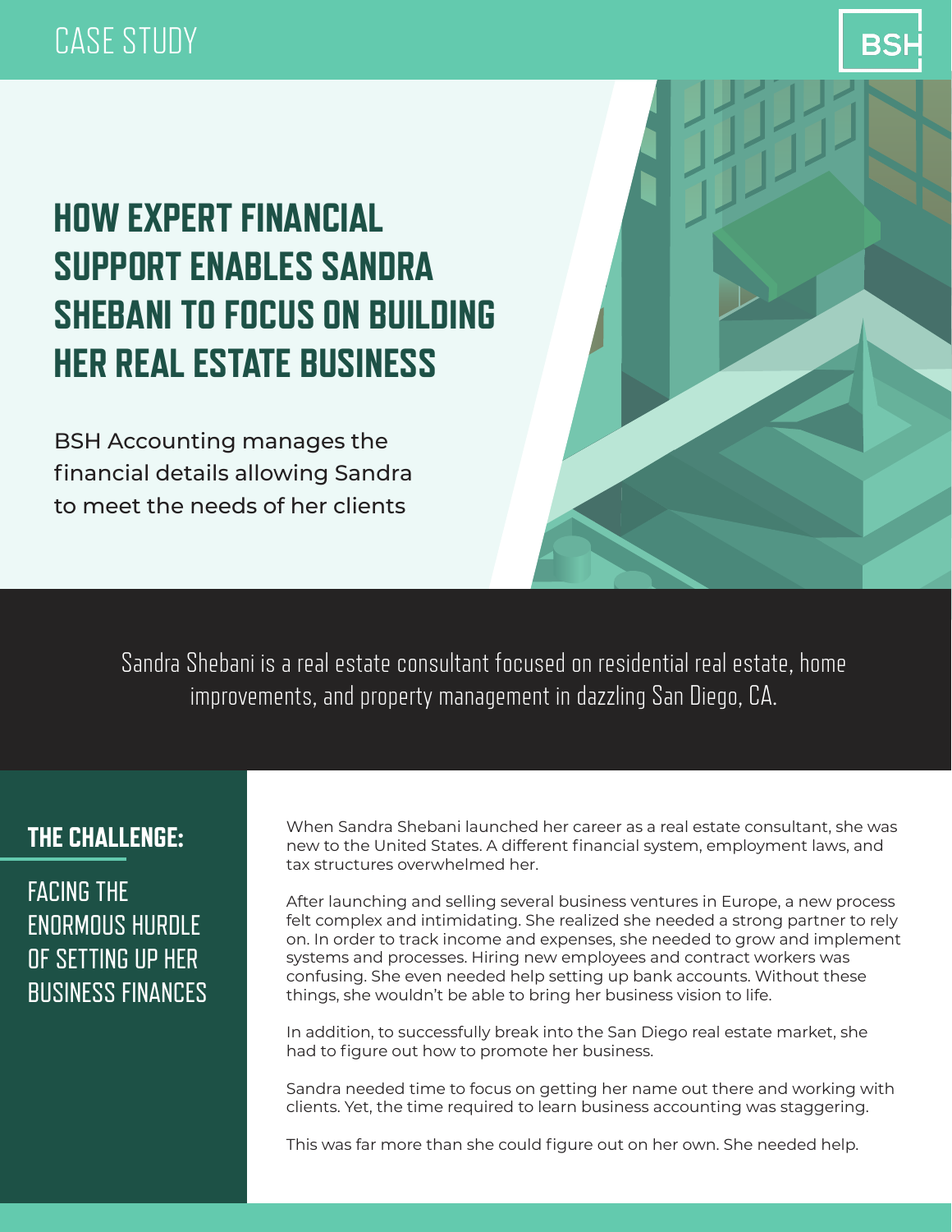CASE STUDY

BSH

# HOW EXPERT FINANCIAL SUPPORT ENABLES SANDRA SHEBANI TO FOCUS ON BUILDING HER REAL ESTATE BUSINESS

BSH Accounting manages the financial details allowing Sandra to meet the needs of her clients

Sandra Shebani is a real estate consultant focused on residential real estate, home improvements, and property management in dazzling San Diego, CA.

## THE CHALLENGE:

### FACING THE ENORMOUS HURDLE OF SETTING UP HER BUSINESS FINANCES

When Sandra Shebani launched her career as a real estate consultant, she was new to the United States. A different financial system, employment laws, and tax structures overwhelmed her.

After launching and selling several business ventures in Europe, a new process felt complex and intimidating. She realized she needed a strong partner to rely on. In order to track income and expenses, she needed to grow and implement systems and processes. Hiring new employees and contract workers was confusing. She even needed help setting up bank accounts. Without these things, she wouldn't be able to bring her business vision to life.

In addition, to successfully break into the San Diego real estate market, she had to figure out how to promote her business.

Sandra needed time to focus on getting her name out there and working with clients. Yet, the time required to learn business accounting was staggering.

This was far more than she could figure out on her own. She needed help.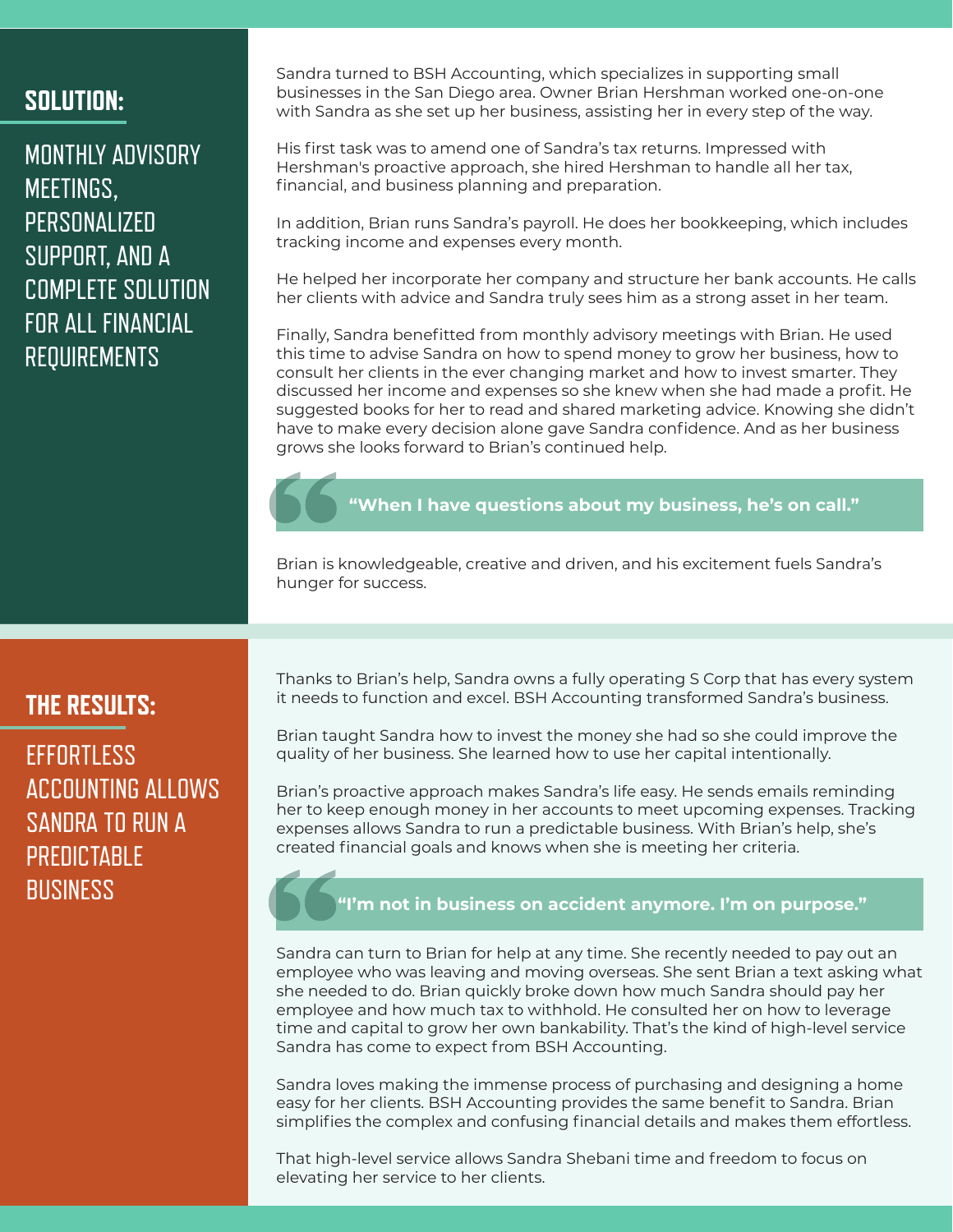## SOLUTION:

MONTHLY ADVISORY MEETINGS, PERSONALIZED SUPPORT, AND A COMPLETE SOLUTION FOR ALL FINANCIAL REQUIREMENTS

Sandra turned to BSH Accounting, which specializes in supporting small businesses in the San Diego area. Owner Brian Hershman worked one-on-one with Sandra as she set up her business, assisting her in every step of the way.

His first task was to amend one of Sandra's tax returns. Impressed with Hershman's proactive approach, she hired Hershman to handle all her tax, financial, and business planning and preparation.

In addition, Brian runs Sandra's payroll. He does her bookkeeping, which includes tracking income and expenses every month.

He helped her incorporate her company and structure her bank accounts. He calls her clients with advice and Sandra truly sees him as a strong asset in her team.

Finally, Sandra benefitted from monthly advisory meetings with Brian. He used this time to advise Sandra on how to spend money to grow her business, how to consult her clients in the ever changing market and how to invest smarter. They discussed her income and expenses so she knew when she had made a profit. He suggested books for her to read and shared marketing advice. Knowing she didn't have to make every decision alone gave Sandra confidence. And as her business grows she looks forward to Brian's continued help.

> **"When I have questions about my business, he's on call."**

Brian is knowledgeable, creative and driven, and his excitement fuels Sandra's hunger for success.

## THE RESULTS:

EFFORTLESS ACCOUNTING ALLOWS SANDRA TO RUN A PREDICTABLE BUSINESS

Thanks to Brian's help, Sandra owns a fully operating S Corp that has every system it needs to function and excel. BSH Accounting transformed Sandra's business.

Brian taught Sandra how to invest the money she had so she could improve the quality of her business. She learned how to use her capital intentionally.

Brian's proactive approach makes Sandra's life easy. He sends emails reminding her to keep enough money in her accounts to meet upcoming expenses. Tracking expenses allows Sandra to run a predictable business. With Brian's help, she's created financial goals and knows when she is meeting her criteria.

> **"I'm not in business on accident anymore. I'm on purpose."**

Sandra can turn to Brian for help at any time. She recently needed to pay out an employee who was leaving and moving overseas. She sent Brian a text asking what she needed to do. Brian quickly broke down how much Sandra should pay her employee and how much tax to withhold. He consulted her on how to leverage time and capital to grow her own bankability. That's the kind of high-level service Sandra has come to expect from BSH Accounting.

Sandra loves making the immense process of purchasing and designing a home easy for her clients. BSH Accounting provides the same benefit to Sandra. Brian simplifies the complex and confusing financial details and makes them effortless.

That high-level service allows Sandra Shebani time and freedom to focus on elevating her service to her clients.